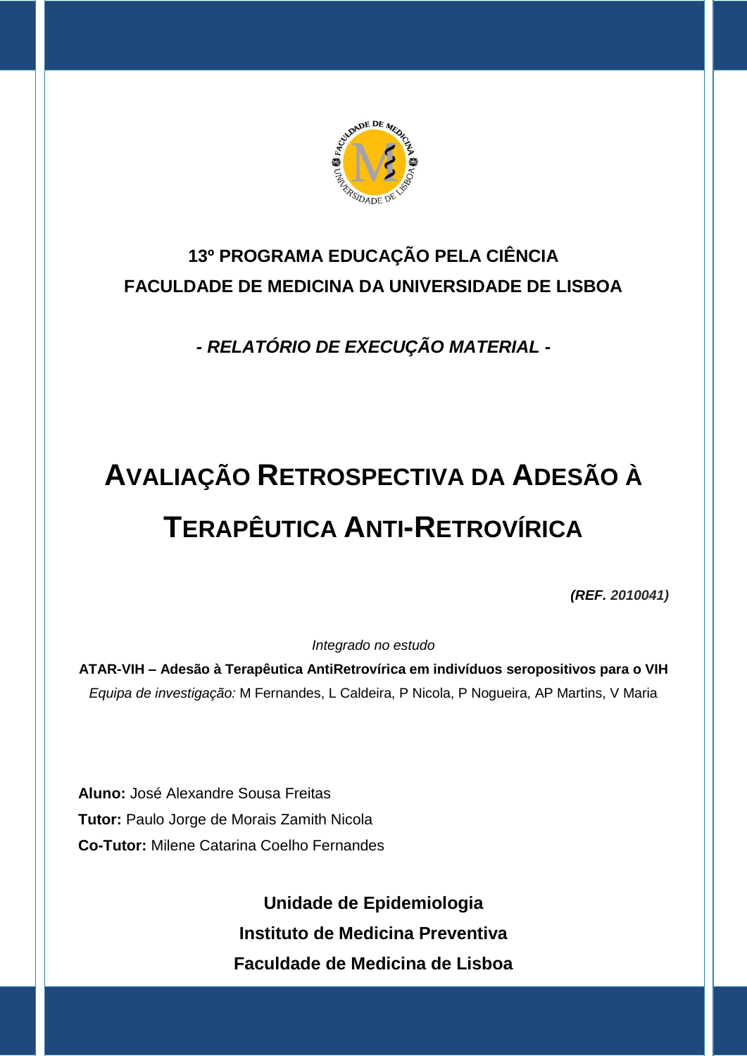**13º PROGRAMA EDUCAÇÃO PELA CIÊNCIA**

**FACULDADE DE MEDICINA DA UNIVERSIDADE DE LISBOA**

***- RELATÓRIO DE EXECUÇÃO MATERIAL -***

# AVALIAÇÃO RETROSPECTIVA DA ADESÃO À TERAPÊUTICA ANTI-RETROVÍRICA

***(REF. 2010041)***

*Integrado no estudo*

**ATAR-VIH – Adesão à Terapêutica AntiRetrovírica em indivíduos seropositivos para o VIH**

*Equipa de investigação:* M Fernandes, L Caldeira, P Nicola, P Nogueira, AP Martins, V Maria

**Aluno:** José Alexandre Sousa Freitas

**Tutor:** Paulo Jorge de Morais Zamith Nicola

**Co-Tutor:** Milene Catarina Coelho Fernandes

**Unidade de Epidemiologia**

**Instituto de Medicina Preventiva**

**Faculdade de Medicina de Lisboa**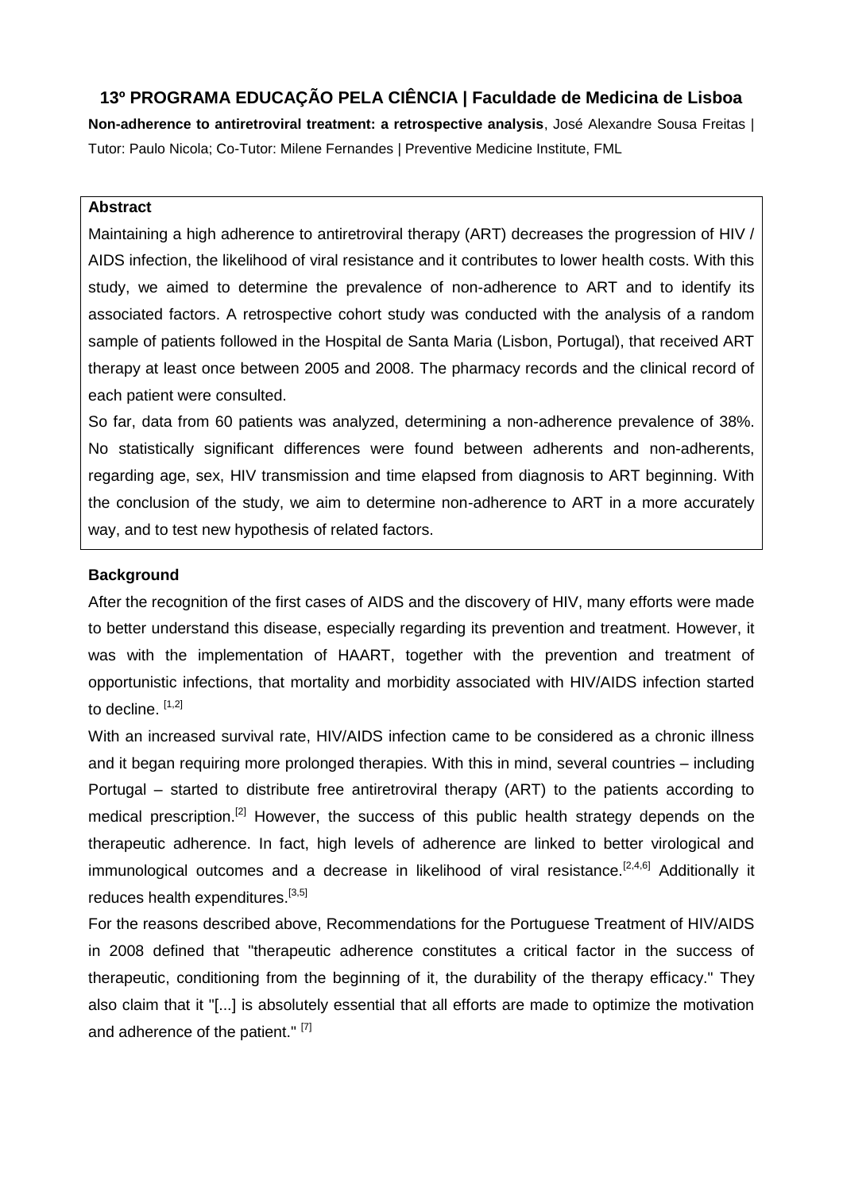**13º PROGRAMA EDUCAÇÃO PELA CIÊNCIA | Faculdade de Medicina de Lisboa**

**Non-adherence to antiretroviral treatment: a retrospective analysis**, José Alexandre Sousa Freitas | Tutor: Paulo Nicola; Co-Tutor: Milene Fernandes | Preventive Medicine Institute, FML

**Abstract**

Maintaining a high adherence to antiretroviral therapy (ART) decreases the progression of HIV / AIDS infection, the likelihood of viral resistance and it contributes to lower health costs. With this study, we aimed to determine the prevalence of non-adherence to ART and to identify its associated factors. A retrospective cohort study was conducted with the analysis of a random sample of patients followed in the Hospital de Santa Maria (Lisbon, Portugal), that received ART therapy at least once between 2005 and 2008. The pharmacy records and the clinical record of each patient were consulted.

So far, data from 60 patients was analyzed, determining a non-adherence prevalence of 38%. No statistically significant differences were found between adherents and non-adherents, regarding age, sex, HIV transmission and time elapsed from diagnosis to ART beginning. With the conclusion of the study, we aim to determine non-adherence to ART in a more accurately way, and to test new hypothesis of related factors.

**Background**

After the recognition of the first cases of AIDS and the discovery of HIV, many efforts were made to better understand this disease, especially regarding its prevention and treatment. However, it was with the implementation of HAART, together with the prevention and treatment of opportunistic infections, that mortality and morbidity associated with HIV/AIDS infection started to decline. [1,2]

With an increased survival rate, HIV/AIDS infection came to be considered as a chronic illness and it began requiring more prolonged therapies. With this in mind, several countries – including Portugal – started to distribute free antiretroviral therapy (ART) to the patients according to medical prescription.[2] However, the success of this public health strategy depends on the therapeutic adherence. In fact, high levels of adherence are linked to better virological and immunological outcomes and a decrease in likelihood of viral resistance.[2,4,6] Additionally it reduces health expenditures.[3,5]

For the reasons described above, Recommendations for the Portuguese Treatment of HIV/AIDS in 2008 defined that "therapeutic adherence constitutes a critical factor in the success of therapeutic, conditioning from the beginning of it, the durability of the therapy efficacy." They also claim that it "[...] is absolutely essential that all efforts are made to optimize the motivation and adherence of the patient." [7]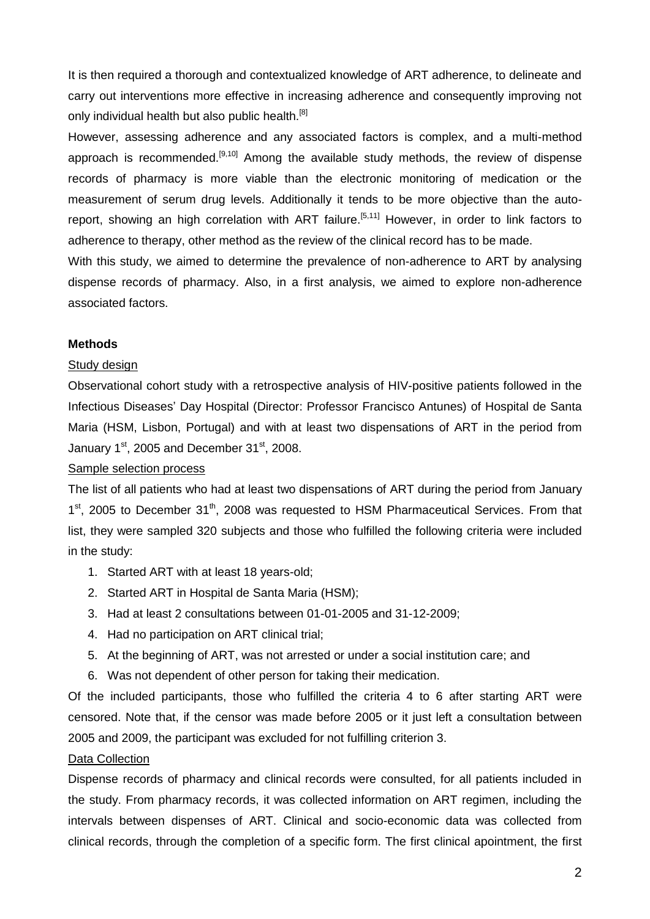It is then required a thorough and contextualized knowledge of ART adherence, to delineate and carry out interventions more effective in increasing adherence and consequently improving not only individual health but also public health.[8]

However, assessing adherence and any associated factors is complex, and a multi-method approach is recommended.[9,10] Among the available study methods, the review of dispense records of pharmacy is more viable than the electronic monitoring of medication or the measurement of serum drug levels. Additionally it tends to be more objective than the auto-report, showing an high correlation with ART failure.[5,11] However, in order to link factors to adherence to therapy, other method as the review of the clinical record has to be made.

With this study, we aimed to determine the prevalence of non-adherence to ART by analysing dispense records of pharmacy. Also, in a first analysis, we aimed to explore non-adherence associated factors.

## Methods

### Study design

Observational cohort study with a retrospective analysis of HIV-positive patients followed in the Infectious Diseases' Day Hospital (Director: Professor Francisco Antunes) of Hospital de Santa Maria (HSM, Lisbon, Portugal) and with at least two dispensations of ART in the period from January 1st, 2005 and December 31st, 2008.

### Sample selection process

The list of all patients who had at least two dispensations of ART during the period from January 1st, 2005 to December 31th, 2008 was requested to HSM Pharmaceutical Services. From that list, they were sampled 320 subjects and those who fulfilled the following criteria were included in the study:

1. Started ART with at least 18 years-old;
2. Started ART in Hospital de Santa Maria (HSM);
3. Had at least 2 consultations between 01-01-2005 and 31-12-2009;
4. Had no participation on ART clinical trial;
5. At the beginning of ART, was not arrested or under a social institution care; and
6. Was not dependent of other person for taking their medication.

Of the included participants, those who fulfilled the criteria 4 to 6 after starting ART were censored. Note that, if the censor was made before 2005 or it just left a consultation between 2005 and 2009, the participant was excluded for not fulfilling criterion 3.

### Data Collection

Dispense records of pharmacy and clinical records were consulted, for all patients included in the study. From pharmacy records, it was collected information on ART regimen, including the intervals between dispenses of ART. Clinical and socio-economic data was collected from clinical records, through the completion of a specific form. The first clinical apointment, the first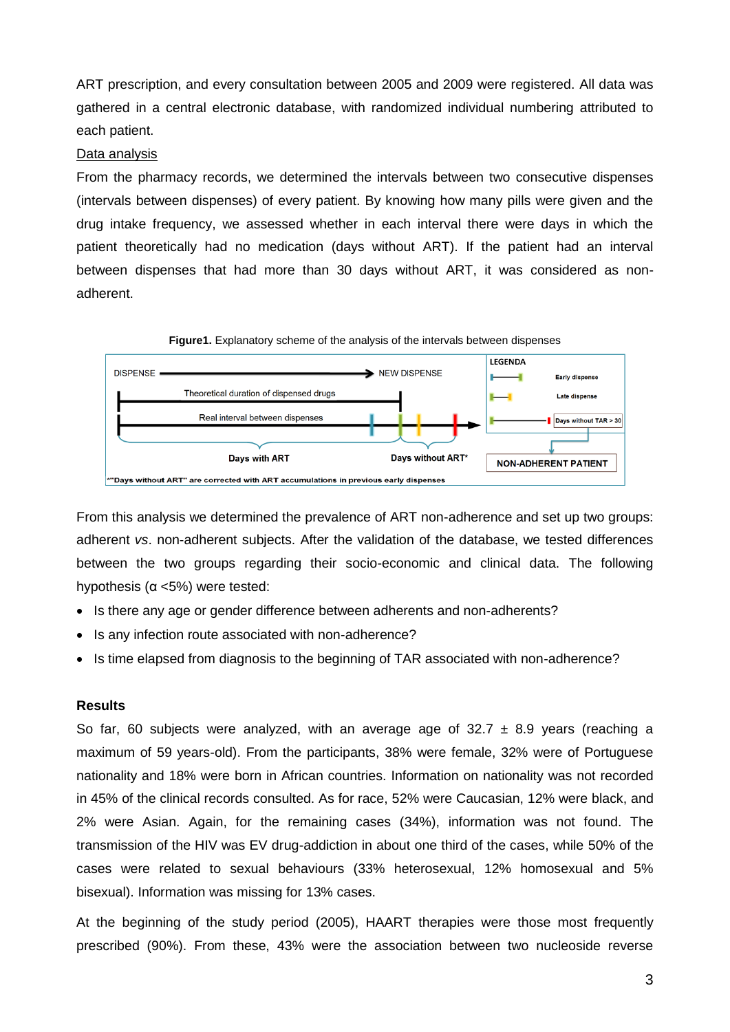ART prescription, and every consultation between 2005 and 2009 were registered. All data was gathered in a central electronic database, with randomized individual numbering attributed to each patient.

Data analysis

From the pharmacy records, we determined the intervals between two consecutive dispenses (intervals between dispenses) of every patient. By knowing how many pills were given and the drug intake frequency, we assessed whether in each interval there were days in which the patient theoretically had no medication (days without ART). If the patient had an interval between dispenses that had more than 30 days without ART, it was considered as non-adherent.

**Figure1.** Explanatory scheme of the analysis of the intervals between dispenses

DISPENSE → NEW DISPENSE

Theoretical duration of dispensed drugs

Real interval between dispenses

Days with ART | Days without ART*

LEGENDA: Early dispense; Late dispense; Days without TAR > 30 → NON-ADHERENT PATIENT

*"Days without ART" are corrected with ART accumulations in previous early dispenses

From this analysis we determined the prevalence of ART non-adherence and set up two groups: adherent *vs*. non-adherent subjects. After the validation of the database, we tested differences between the two groups regarding their socio-economic and clinical data. The following hypothesis (α <5%) were tested:

- Is there any age or gender difference between adherents and non-adherents?
- Is any infection route associated with non-adherence?
- Is time elapsed from diagnosis to the beginning of TAR associated with non-adherence?

**Results**

So far, 60 subjects were analyzed, with an average age of 32.7 ± 8.9 years (reaching a maximum of 59 years-old). From the participants, 38% were female, 32% were of Portuguese nationality and 18% were born in African countries. Information on nationality was not recorded in 45% of the clinical records consulted. As for race, 52% were Caucasian, 12% were black, and 2% were Asian. Again, for the remaining cases (34%), information was not found. The transmission of the HIV was EV drug-addiction in about one third of the cases, while 50% of the cases were related to sexual behaviours (33% heterosexual, 12% homosexual and 5% bisexual). Information was missing for 13% cases.

At the beginning of the study period (2005), HAART therapies were those most frequently prescribed (90%). From these, 43% were the association between two nucleoside reverse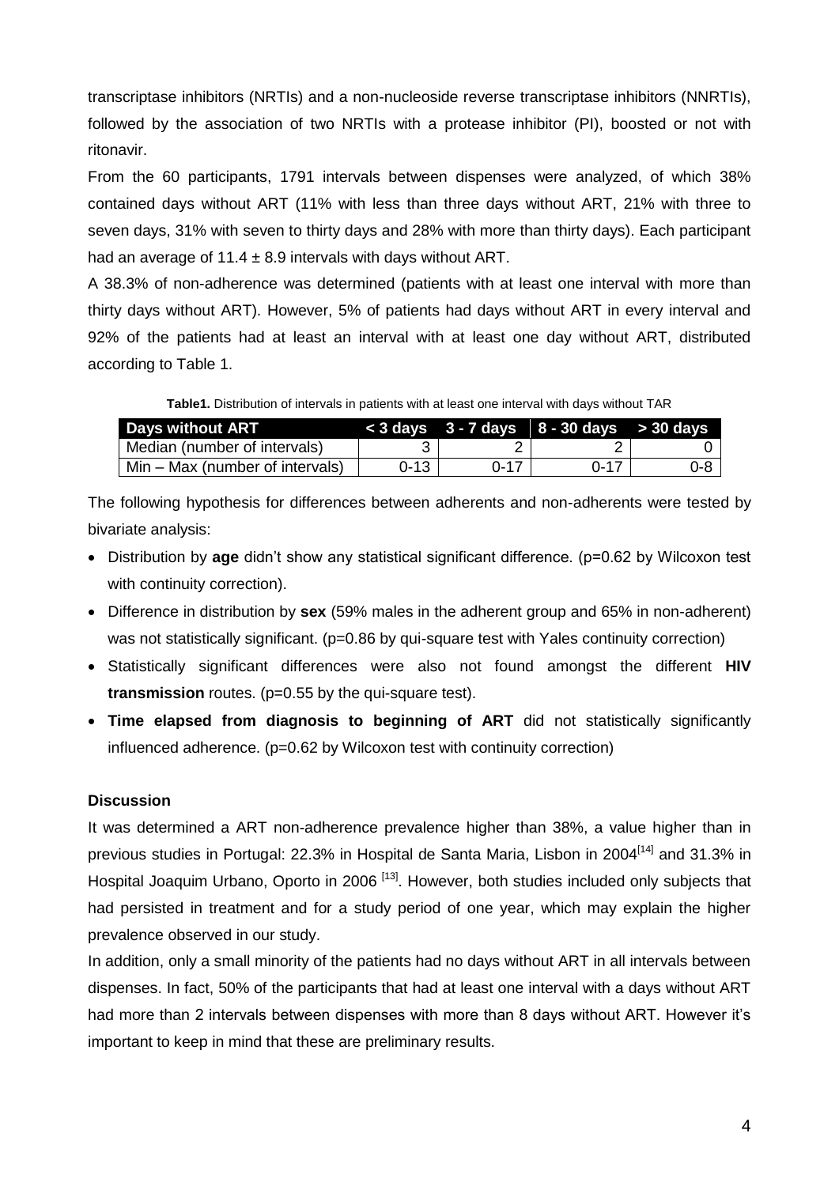transcriptase inhibitors (NRTIs) and a non-nucleoside reverse transcriptase inhibitors (NNRTIs), followed by the association of two NRTIs with a protease inhibitor (PI), boosted or not with ritonavir.

From the 60 participants, 1791 intervals between dispenses were analyzed, of which 38% contained days without ART (11% with less than three days without ART, 21% with three to seven days, 31% with seven to thirty days and 28% with more than thirty days). Each participant had an average of 11.4 ± 8.9 intervals with days without ART.

A 38.3% of non-adherence was determined (patients with at least one interval with more than thirty days without ART). However, 5% of patients had days without ART in every interval and 92% of the patients had at least an interval with at least one day without ART, distributed according to Table 1.

**Table1.** Distribution of intervals in patients with at least one interval with days without TAR

| Days without ART | < 3 days | 3 - 7 days | 8 - 30 days | > 30 days |
|---|---|---|---|---|
| Median (number of intervals) | 3 | 2 | 2 | 0 |
| Min – Max (number of intervals) | 0-13 | 0-17 | 0-17 | 0-8 |

The following hypothesis for differences between adherents and non-adherents were tested by bivariate analysis:

- Distribution by **age** didn't show any statistical significant difference. (p=0.62 by Wilcoxon test with continuity correction).
- Difference in distribution by **sex** (59% males in the adherent group and 65% in non-adherent) was not statistically significant. (p=0.86 by qui-square test with Yales continuity correction)
- Statistically significant differences were also not found amongst the different **HIV transmission** routes. (p=0.55 by the qui-square test).
- **Time elapsed from diagnosis to beginning of ART** did not statistically significantly influenced adherence. (p=0.62 by Wilcoxon test with continuity correction)

## Discussion

It was determined a ART non-adherence prevalence higher than 38%, a value higher than in previous studies in Portugal: 22.3% in Hospital de Santa Maria, Lisbon in 2004[14] and 31.3% in Hospital Joaquim Urbano, Oporto in 2006 [13]. However, both studies included only subjects that had persisted in treatment and for a study period of one year, which may explain the higher prevalence observed in our study.

In addition, only a small minority of the patients had no days without ART in all intervals between dispenses. In fact, 50% of the participants that had at least one interval with a days without ART had more than 2 intervals between dispenses with more than 8 days without ART. However it's important to keep in mind that these are preliminary results.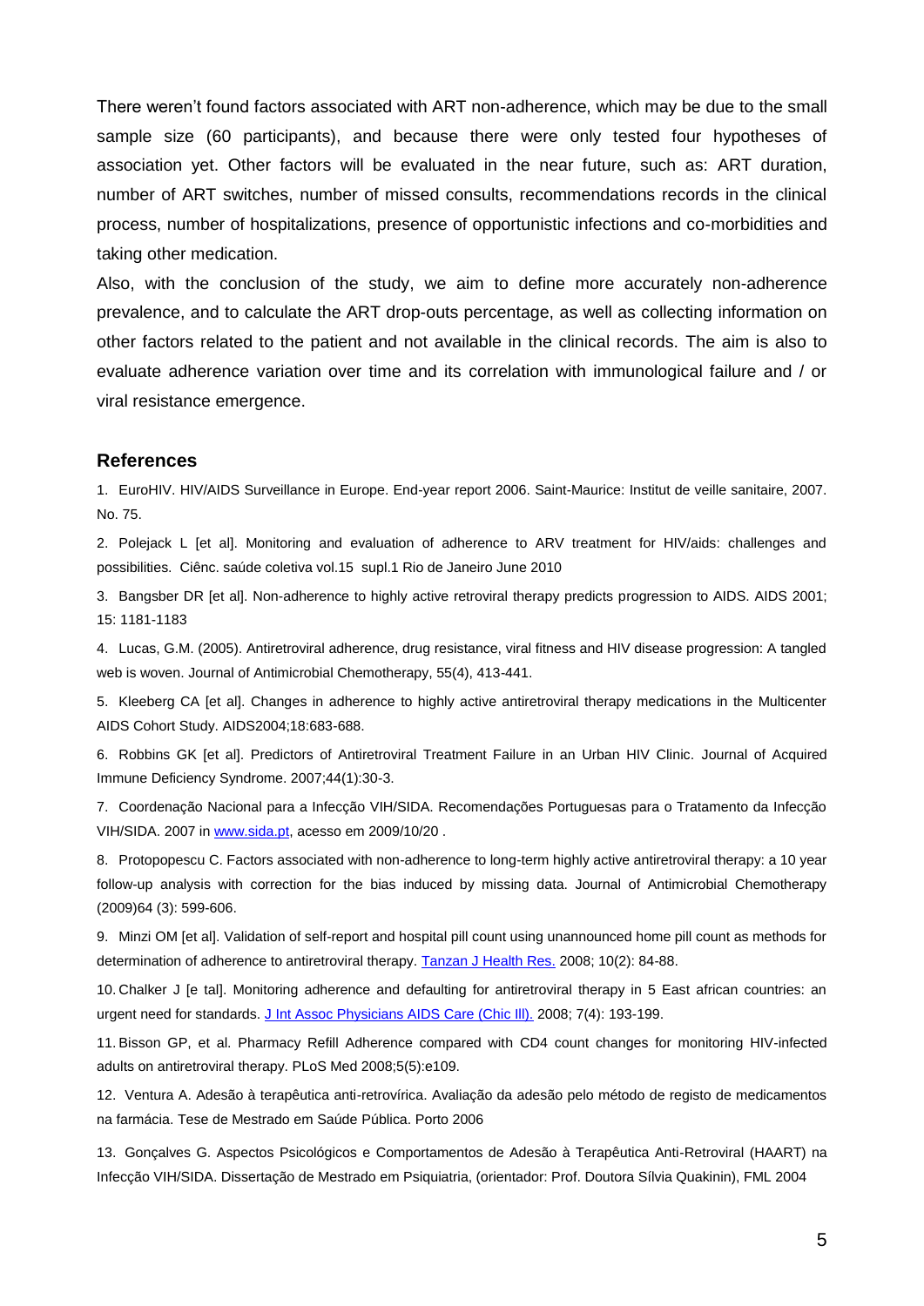There weren't found factors associated with ART non-adherence, which may be due to the small sample size (60 participants), and because there were only tested four hypotheses of association yet. Other factors will be evaluated in the near future, such as: ART duration, number of ART switches, number of missed consults, recommendations records in the clinical process, number of hospitalizations, presence of opportunistic infections and co-morbidities and taking other medication.

Also, with the conclusion of the study, we aim to define more accurately non-adherence prevalence, and to calculate the ART drop-outs percentage, as well as collecting information on other factors related to the patient and not available in the clinical records. The aim is also to evaluate adherence variation over time and its correlation with immunological failure and / or viral resistance emergence.

## References

1. EuroHIV. HIV/AIDS Surveillance in Europe. End-year report 2006. Saint-Maurice: Institut de veille sanitaire, 2007. No. 75.

2. Polejack L [et al]. Monitoring and evaluation of adherence to ARV treatment for HIV/aids: challenges and possibilities. Ciênc. saúde coletiva vol.15 supl.1 Rio de Janeiro June 2010

3. Bangsber DR [et al]. Non-adherence to highly active retroviral therapy predicts progression to AIDS. AIDS 2001; 15: 1181-1183

4. Lucas, G.M. (2005). Antiretroviral adherence, drug resistance, viral fitness and HIV disease progression: A tangled web is woven. Journal of Antimicrobial Chemotherapy, 55(4), 413-441.

5. Kleeberg CA [et al]. Changes in adherence to highly active antiretroviral therapy medications in the Multicenter AIDS Cohort Study. AIDS2004;18:683-688.

6. Robbins GK [et al]. Predictors of Antiretroviral Treatment Failure in an Urban HIV Clinic. Journal of Acquired Immune Deficiency Syndrome. 2007;44(1):30-3.

7. Coordenação Nacional para a Infecção VIH/SIDA. Recomendações Portuguesas para o Tratamento da Infecção VIH/SIDA. 2007 in www.sida.pt, acesso em 2009/10/20 .

8. Protopopescu C. Factors associated with non-adherence to long-term highly active antiretroviral therapy: a 10 year follow-up analysis with correction for the bias induced by missing data. Journal of Antimicrobial Chemotherapy (2009)64 (3): 599-606.

9. Minzi OM [et al]. Validation of self-report and hospital pill count using unannounced home pill count as methods for determination of adherence to antiretroviral therapy. Tanzan J Health Res. 2008; 10(2): 84-88.

10. Chalker J [e tal]. Monitoring adherence and defaulting for antiretroviral therapy in 5 East african countries: an urgent need for standards. J Int Assoc Physicians AIDS Care (Chic Ill). 2008; 7(4): 193-199.

11. Bisson GP, et al. Pharmacy Refill Adherence compared with CD4 count changes for monitoring HIV-infected adults on antiretroviral therapy. PLoS Med 2008;5(5):e109.

12. Ventura A. Adesão à terapêutica anti-retrovírica. Avaliação da adesão pelo método de registo de medicamentos na farmácia. Tese de Mestrado em Saúde Pública. Porto 2006

13. Gonçalves G. Aspectos Psicológicos e Comportamentos de Adesão à Terapêutica Anti-Retroviral (HAART) na Infecção VIH/SIDA. Dissertação de Mestrado em Psiquiatria, (orientador: Prof. Doutora Sílvia Quakinin), FML 2004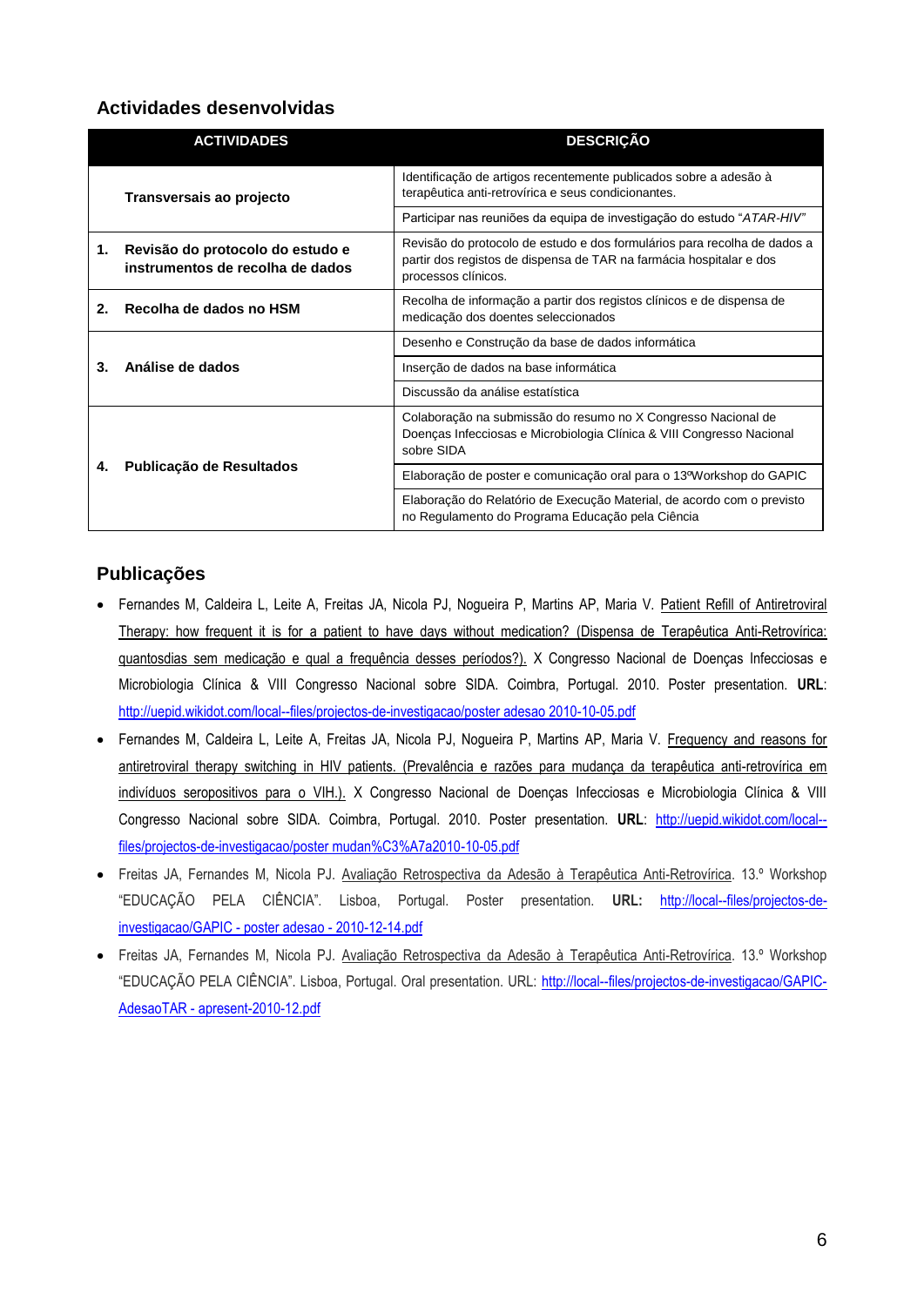### Actividades desenvolvidas

| ACTIVIDADES | DESCRIÇÃO |
|---|---|
| **Transversais ao projecto** | Identificação de artigos recentemente publicados sobre a adesão à terapêutica anti-retrovírica e seus condicionantes. |
| | Participar nas reuniões da equipa de investigação do estudo "*ATAR-HIV*" |
| **1. Revisão do protocolo do estudo e instrumentos de recolha de dados** | Revisão do protocolo de estudo e dos formulários para recolha de dados a partir dos registos de dispensa de TAR na farmácia hospitalar e dos processos clínicos. |
| **2. Recolha de dados no HSM** | Recolha de informação a partir dos registos clínicos e de dispensa de medicação dos doentes seleccionados |
| **3. Análise de dados** | Desenho e Construção da base de dados informática |
| | Inserção de dados na base informática |
| | Discussão da análise estatística |
| **4. Publicação de Resultados** | Colaboração na submissão do resumo no X Congresso Nacional de Doenças Infecciosas e Microbiologia Clínica & VIII Congresso Nacional sobre SIDA |
| | Elaboração de poster e comunicação oral para o 13ºWorkshop do GAPIC |
| | Elaboração do Relatório de Execução Material, de acordo com o previsto no Regulamento do Programa Educação pela Ciência |

### Publicações

- Fernandes M, Caldeira L, Leite A, Freitas JA, Nicola PJ, Nogueira P, Martins AP, Maria V. Patient Refill of Antiretroviral Therapy: how frequent it is for a patient to have days without medication? (Dispensa de Terapêutica Anti-Retrovírica: quantosdias sem medicação e qual a frequência desses períodos?). X Congresso Nacional de Doenças Infecciosas e Microbiologia Clínica & VIII Congresso Nacional sobre SIDA. Coimbra, Portugal. 2010. Poster presentation. **URL**: http://uepid.wikidot.com/local--files/projectos-de-investigacao/poster adesao 2010-10-05.pdf
- Fernandes M, Caldeira L, Leite A, Freitas JA, Nicola PJ, Nogueira P, Martins AP, Maria V. Frequency and reasons for antiretroviral therapy switching in HIV patients. (Prevalência e razões para mudança da terapêutica anti-retrovírica em indivíduos seropositivos para o VIH.). X Congresso Nacional de Doenças Infecciosas e Microbiologia Clínica & VIII Congresso Nacional sobre SIDA. Coimbra, Portugal. 2010. Poster presentation. **URL**: http://uepid.wikidot.com/local--files/projectos-de-investigacao/poster mudan%C3%A7a2010-10-05.pdf
- Freitas JA, Fernandes M, Nicola PJ. Avaliação Retrospectiva da Adesão à Terapêutica Anti-Retrovírica. 13.º Workshop "EDUCAÇÃO PELA CIÊNCIA". Lisboa, Portugal. Poster presentation. **URL:** http://local--files/projectos-de-investigacao/GAPIC - poster adesao - 2010-12-14.pdf
- Freitas JA, Fernandes M, Nicola PJ. Avaliação Retrospectiva da Adesão à Terapêutica Anti-Retrovírica. 13.º Workshop "EDUCAÇÃO PELA CIÊNCIA". Lisboa, Portugal. Oral presentation. URL: http://local--files/projectos-de-investigacao/GAPIC-AdesaoTAR - apresent-2010-12.pdf